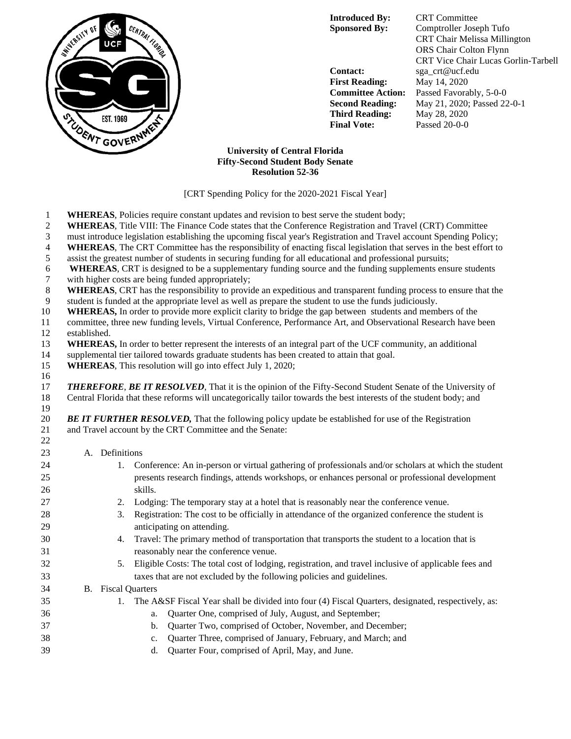| | |
|---|---|
| **Introduced By:** | CRT Committee |
| **Sponsored By:** | Comptroller Joseph Tufo<br>CRT Chair Melissa Millington<br>ORS Chair Colton Flynn<br>CRT Vice Chair Lucas Gorlin-Tarbell |
| **Contact:** | sga_crt@ucf.edu |
| **First Reading:** | May 14, 2020 |
| **Committee Action:** | Passed Favorably, 5-0-0 |
| **Second Reading:** | May 21, 2020; Passed 22-0-1 |
| **Third Reading:** | May 28, 2020 |
| **Final Vote:** | Passed 20-0-0 |

**University of Central Florida**
**Fifty-Second Student Body Senate**
**Resolution 52-36**

[CRT Spending Policy for the 2020-2021 Fiscal Year]

**WHEREAS**, Policies require constant updates and revision to best serve the student body;
**WHEREAS**, Title VIII: The Finance Code states that the Conference Registration and Travel (CRT) Committee must introduce legislation establishing the upcoming fiscal year's Registration and Travel account Spending Policy;
**WHEREAS**, The CRT Committee has the responsibility of enacting fiscal legislation that serves in the best effort to assist the greatest number of students in securing funding for all educational and professional pursuits;
**WHEREAS**, CRT is designed to be a supplementary funding source and the funding supplements ensure students with higher costs are being funded appropriately;
**WHEREAS**, CRT has the responsibility to provide an expeditious and transparent funding process to ensure that the student is funded at the appropriate level as well as prepare the student to use the funds judiciously.
**WHEREAS,** In order to provide more explicit clarity to bridge the gap between students and members of the committee, three new funding levels, Virtual Conference, Performance Art, and Observational Research have been established.
**WHEREAS,** In order to better represent the interests of an integral part of the UCF community, an additional supplemental tier tailored towards graduate students has been created to attain that goal.
**WHEREAS**, This resolution will go into effect July 1, 2020;

***THEREFORE***, ***BE IT RESOLVED***, That it is the opinion of the Fifty-Second Student Senate of the University of Central Florida that these reforms will uncategorically tailor towards the best interests of the student body; and

***BE IT FURTHER RESOLVED,*** That the following policy update be established for use of the Registration and Travel account by the CRT Committee and the Senate:

A. Definitions
   1. Conference: An in-person or virtual gathering of professionals and/or scholars at which the student presents research findings, attends workshops, or enhances personal or professional development skills.
   2. Lodging: The temporary stay at a hotel that is reasonably near the conference venue.
   3. Registration: The cost to be officially in attendance of the organized conference the student is anticipating on attending.
   4. Travel: The primary method of transportation that transports the student to a location that is reasonably near the conference venue.
   5. Eligible Costs: The total cost of lodging, registration, and travel inclusive of applicable fees and taxes that are not excluded by the following policies and guidelines.

B. Fiscal Quarters
   1. The A&SF Fiscal Year shall be divided into four (4) Fiscal Quarters, designated, respectively, as:
      a. Quarter One, comprised of July, August, and September;
      b. Quarter Two, comprised of October, November, and December;
      c. Quarter Three, comprised of January, February, and March; and
      d. Quarter Four, comprised of April, May, and June.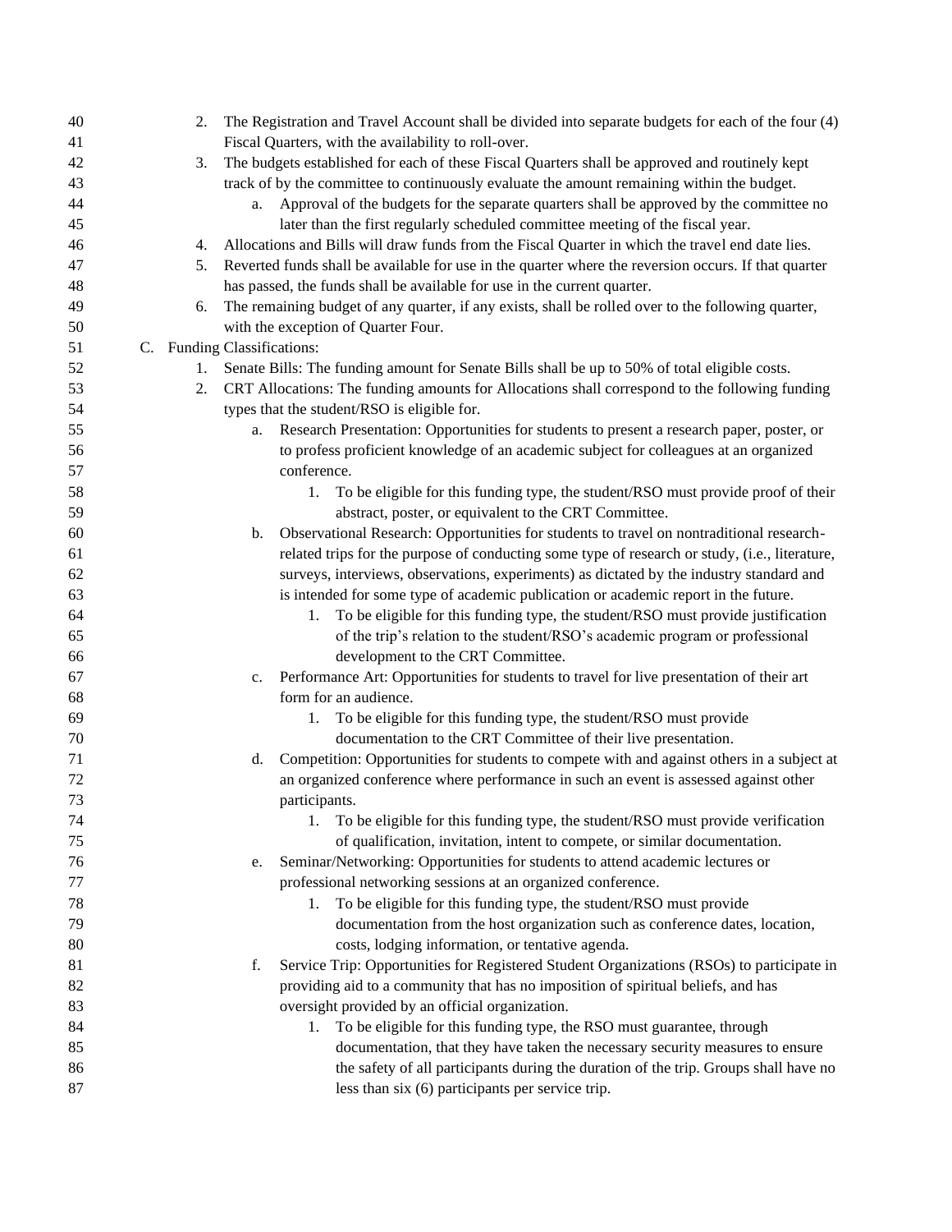2. The Registration and Travel Account shall be divided into separate budgets for each of the four (4) Fiscal Quarters, with the availability to roll-over.
3. The budgets established for each of these Fiscal Quarters shall be approved and routinely kept track of by the committee to continuously evaluate the amount remaining within the budget.
    a. Approval of the budgets for the separate quarters shall be approved by the committee no later than the first regularly scheduled committee meeting of the fiscal year.
4. Allocations and Bills will draw funds from the Fiscal Quarter in which the travel end date lies.
5. Reverted funds shall be available for use in the quarter where the reversion occurs. If that quarter has passed, the funds shall be available for use in the current quarter.
6. The remaining budget of any quarter, if any exists, shall be rolled over to the following quarter, with the exception of Quarter Four.

C. Funding Classifications:

1. Senate Bills: The funding amount for Senate Bills shall be up to 50% of total eligible costs.
2. CRT Allocations: The funding amounts for Allocations shall correspond to the following funding types that the student/RSO is eligible for.
    a. Research Presentation: Opportunities for students to present a research paper, poster, or to profess proficient knowledge of an academic subject for colleagues at an organized conference.
        1. To be eligible for this funding type, the student/RSO must provide proof of their abstract, poster, or equivalent to the CRT Committee.
    b. Observational Research: Opportunities for students to travel on nontraditional research-related trips for the purpose of conducting some type of research or study, (i.e., literature, surveys, interviews, observations, experiments) as dictated by the industry standard and is intended for some type of academic publication or academic report in the future.
        1. To be eligible for this funding type, the student/RSO must provide justification of the trip's relation to the student/RSO's academic program or professional development to the CRT Committee.
    c. Performance Art: Opportunities for students to travel for live presentation of their art form for an audience.
        1. To be eligible for this funding type, the student/RSO must provide documentation to the CRT Committee of their live presentation.
    d. Competition: Opportunities for students to compete with and against others in a subject at an organized conference where performance in such an event is assessed against other participants.
        1. To be eligible for this funding type, the student/RSO must provide verification of qualification, invitation, intent to compete, or similar documentation.
    e. Seminar/Networking: Opportunities for students to attend academic lectures or professional networking sessions at an organized conference.
        1. To be eligible for this funding type, the student/RSO must provide documentation from the host organization such as conference dates, location, costs, lodging information, or tentative agenda.
    f. Service Trip: Opportunities for Registered Student Organizations (RSOs) to participate in providing aid to a community that has no imposition of spiritual beliefs, and has oversight provided by an official organization.
        1. To be eligible for this funding type, the RSO must guarantee, through documentation, that they have taken the necessary security measures to ensure the safety of all participants during the duration of the trip. Groups shall have no less than six (6) participants per service trip.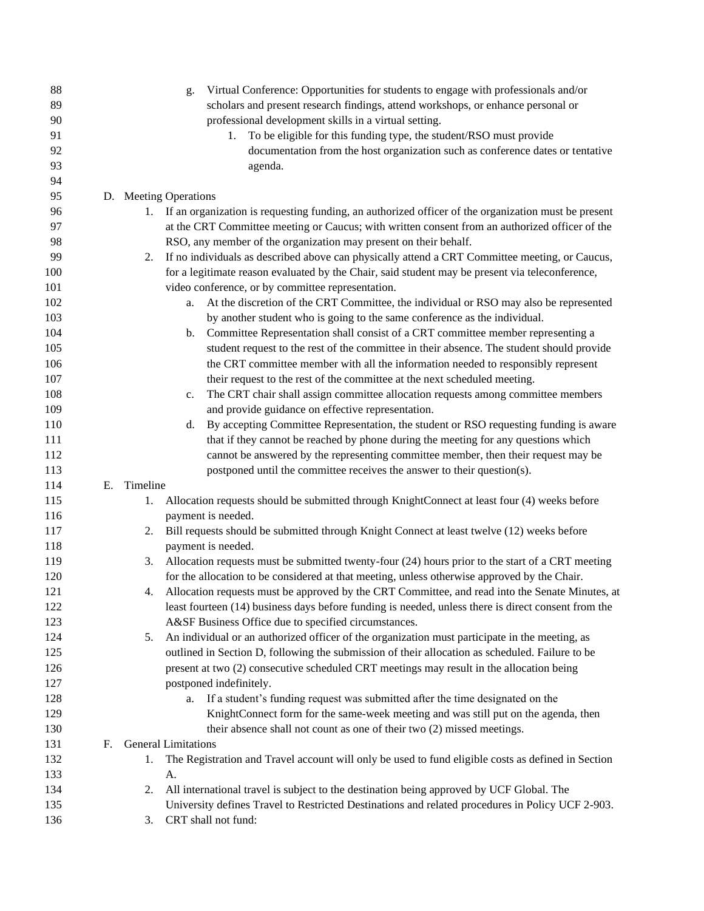g. Virtual Conference: Opportunities for students to engage with professionals and/or scholars and present research findings, attend workshops, or enhance personal or professional development skills in a virtual setting.
    1. To be eligible for this funding type, the student/RSO must provide documentation from the host organization such as conference dates or tentative agenda.

D. Meeting Operations

1. If an organization is requesting funding, an authorized officer of the organization must be present at the CRT Committee meeting or Caucus; with written consent from an authorized officer of the RSO, any member of the organization may present on their behalf.
2. If no individuals as described above can physically attend a CRT Committee meeting, or Caucus, for a legitimate reason evaluated by the Chair, said student may be present via teleconference, video conference, or by committee representation.
    a. At the discretion of the CRT Committee, the individual or RSO may also be represented by another student who is going to the same conference as the individual.
    b. Committee Representation shall consist of a CRT committee member representing a student request to the rest of the committee in their absence. The student should provide the CRT committee member with all the information needed to responsibly represent their request to the rest of the committee at the next scheduled meeting.
    c. The CRT chair shall assign committee allocation requests among committee members and provide guidance on effective representation.
    d. By accepting Committee Representation, the student or RSO requesting funding is aware that if they cannot be reached by phone during the meeting for any questions which cannot be answered by the representing committee member, then their request may be postponed until the committee receives the answer to their question(s).

E. Timeline

1. Allocation requests should be submitted through KnightConnect at least four (4) weeks before payment is needed.
2. Bill requests should be submitted through Knight Connect at least twelve (12) weeks before payment is needed.
3. Allocation requests must be submitted twenty-four (24) hours prior to the start of a CRT meeting for the allocation to be considered at that meeting, unless otherwise approved by the Chair.
4. Allocation requests must be approved by the CRT Committee, and read into the Senate Minutes, at least fourteen (14) business days before funding is needed, unless there is direct consent from the A&SF Business Office due to specified circumstances.
5. An individual or an authorized officer of the organization must participate in the meeting, as outlined in Section D, following the submission of their allocation as scheduled. Failure to be present at two (2) consecutive scheduled CRT meetings may result in the allocation being postponed indefinitely.
    a. If a student's funding request was submitted after the time designated on the KnightConnect form for the same-week meeting and was still put on the agenda, then their absence shall not count as one of their two (2) missed meetings.

F. General Limitations

1. The Registration and Travel account will only be used to fund eligible costs as defined in Section A.
2. All international travel is subject to the destination being approved by UCF Global. The University defines Travel to Restricted Destinations and related procedures in Policy UCF 2-903.
3. CRT shall not fund: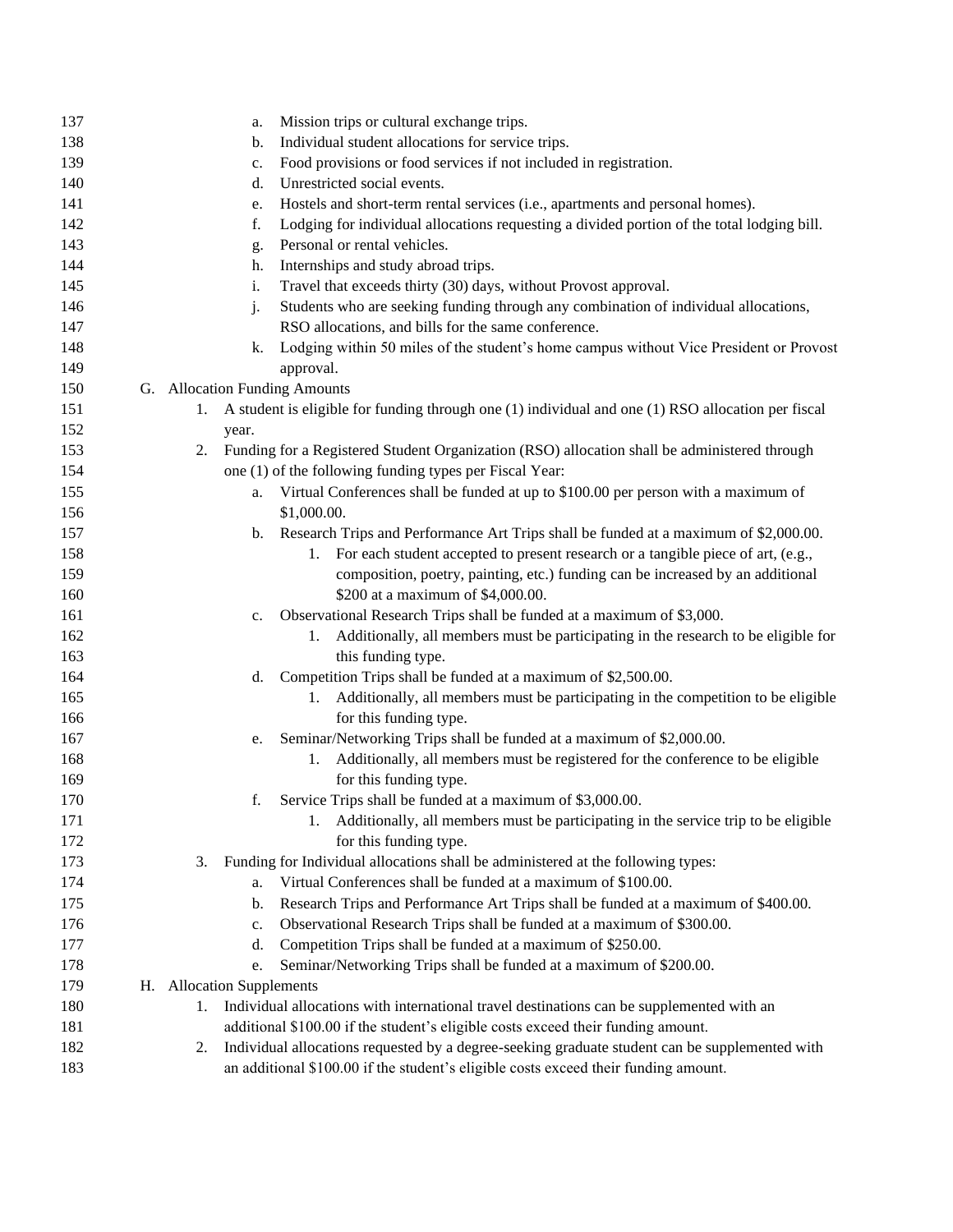a. Mission trips or cultural exchange trips.
b. Individual student allocations for service trips.
c. Food provisions or food services if not included in registration.
d. Unrestricted social events.
e. Hostels and short-term rental services (i.e., apartments and personal homes).
f. Lodging for individual allocations requesting a divided portion of the total lodging bill.
g. Personal or rental vehicles.
h. Internships and study abroad trips.
i. Travel that exceeds thirty (30) days, without Provost approval.
j. Students who are seeking funding through any combination of individual allocations, RSO allocations, and bills for the same conference.
k. Lodging within 50 miles of the student's home campus without Vice President or Provost approval.

G. Allocation Funding Amounts

1. A student is eligible for funding through one (1) individual and one (1) RSO allocation per fiscal year.
2. Funding for a Registered Student Organization (RSO) allocation shall be administered through one (1) of the following funding types per Fiscal Year:
    a. Virtual Conferences shall be funded at up to $100.00 per person with a maximum of $1,000.00.
    b. Research Trips and Performance Art Trips shall be funded at a maximum of $2,000.00.
        1. For each student accepted to present research or a tangible piece of art, (e.g., composition, poetry, painting, etc.) funding can be increased by an additional $200 at a maximum of $4,000.00.
    c. Observational Research Trips shall be funded at a maximum of $3,000.
        1. Additionally, all members must be participating in the research to be eligible for this funding type.
    d. Competition Trips shall be funded at a maximum of $2,500.00.
        1. Additionally, all members must be participating in the competition to be eligible for this funding type.
    e. Seminar/Networking Trips shall be funded at a maximum of $2,000.00.
        1. Additionally, all members must be registered for the conference to be eligible for this funding type.
    f. Service Trips shall be funded at a maximum of $3,000.00.
        1. Additionally, all members must be participating in the service trip to be eligible for this funding type.
3. Funding for Individual allocations shall be administered at the following types:
    a. Virtual Conferences shall be funded at a maximum of $100.00.
    b. Research Trips and Performance Art Trips shall be funded at a maximum of $400.00.
    c. Observational Research Trips shall be funded at a maximum of $300.00.
    d. Competition Trips shall be funded at a maximum of $250.00.
    e. Seminar/Networking Trips shall be funded at a maximum of $200.00.

H. Allocation Supplements

1. Individual allocations with international travel destinations can be supplemented with an additional $100.00 if the student's eligible costs exceed their funding amount.
2. Individual allocations requested by a degree-seeking graduate student can be supplemented with an additional $100.00 if the student's eligible costs exceed their funding amount.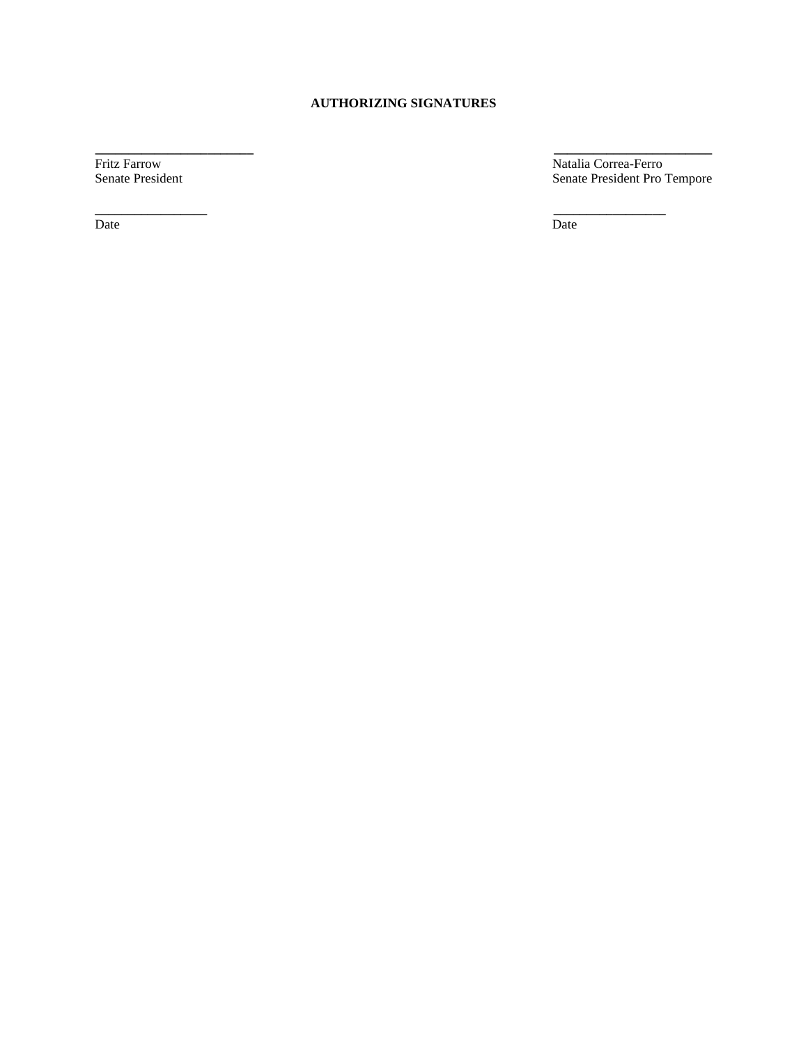**AUTHORIZING SIGNATURES**

| | |
|---|---|
| \_\_\_\_\_\_\_\_\_\_\_\_\_\_\_\_\_\_\_\_\_\_\_\_ | \_\_\_\_\_\_\_\_\_\_\_\_\_\_\_\_\_\_\_\_\_\_\_\_ |
| Fritz Farrow | Natalia Correa-Ferro |
| Senate President | Senate President Pro Tempore |
| \_\_\_\_\_\_\_\_\_\_\_\_\_\_\_\_\_ | \_\_\_\_\_\_\_\_\_\_\_\_\_\_\_\_\_ |
| Date | Date |